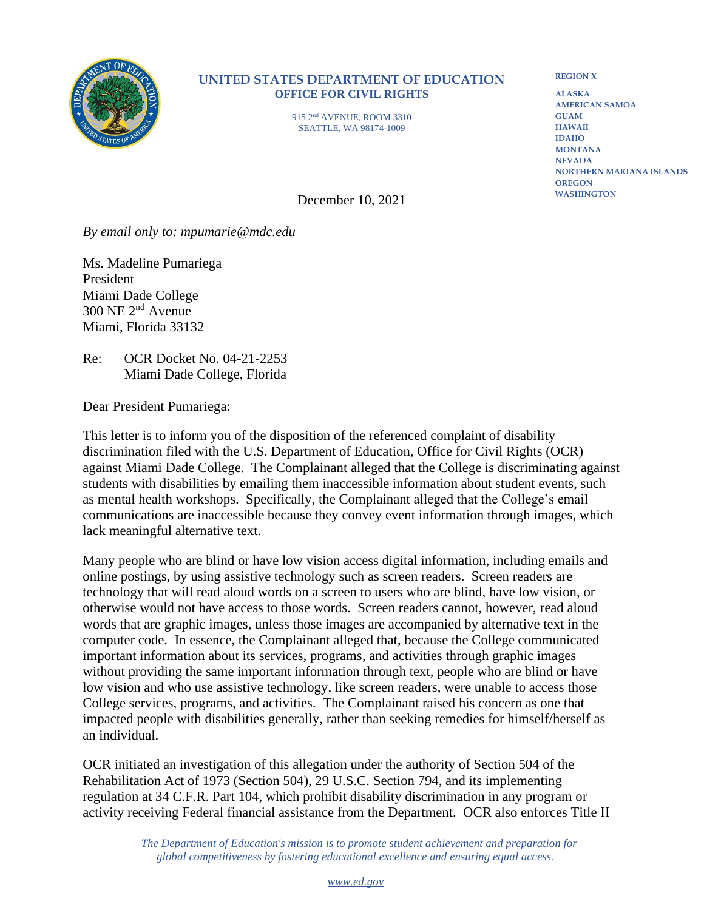**UNITED STATES DEPARTMENT OF EDUCATION**
**OFFICE FOR CIVIL RIGHTS**

915 2nd AVENUE, ROOM 3310
SEATTLE, WA 98174-1009

**REGION X**

**ALASKA**
**AMERICAN SAMOA**
**GUAM**
**HAWAII**
**IDAHO**
**MONTANA**
**NEVADA**
**NORTHERN MARIANA ISLANDS**
**OREGON**
**WASHINGTON**

December 10, 2021

*By email only to: mpumarie@mdc.edu*

Ms. Madeline Pumariega
President
Miami Dade College
300 NE 2nd Avenue
Miami, Florida 33132

Re: OCR Docket No. 04-21-2253
Miami Dade College, Florida

Dear President Pumariega:

This letter is to inform you of the disposition of the referenced complaint of disability discrimination filed with the U.S. Department of Education, Office for Civil Rights (OCR) against Miami Dade College. The Complainant alleged that the College is discriminating against students with disabilities by emailing them inaccessible information about student events, such as mental health workshops. Specifically, the Complainant alleged that the College's email communications are inaccessible because they convey event information through images, which lack meaningful alternative text.

Many people who are blind or have low vision access digital information, including emails and online postings, by using assistive technology such as screen readers. Screen readers are technology that will read aloud words on a screen to users who are blind, have low vision, or otherwise would not have access to those words. Screen readers cannot, however, read aloud words that are graphic images, unless those images are accompanied by alternative text in the computer code. In essence, the Complainant alleged that, because the College communicated important information about its services, programs, and activities through graphic images without providing the same important information through text, people who are blind or have low vision and who use assistive technology, like screen readers, were unable to access those College services, programs, and activities. The Complainant raised his concern as one that impacted people with disabilities generally, rather than seeking remedies for himself/herself as an individual.

OCR initiated an investigation of this allegation under the authority of Section 504 of the Rehabilitation Act of 1973 (Section 504), 29 U.S.C. Section 794, and its implementing regulation at 34 C.F.R. Part 104, which prohibit disability discrimination in any program or activity receiving Federal financial assistance from the Department. OCR also enforces Title II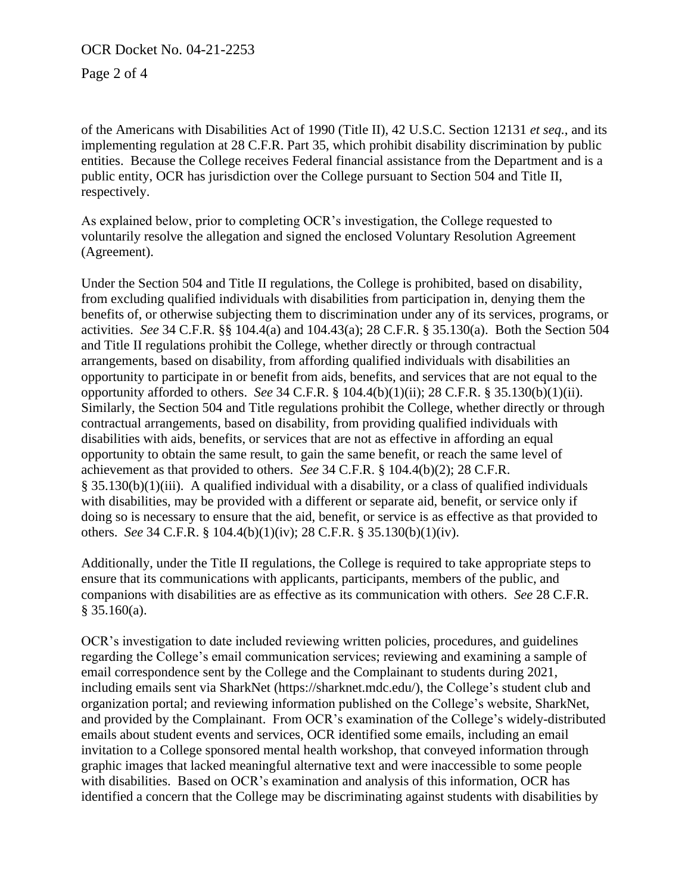of the Americans with Disabilities Act of 1990 (Title II), 42 U.S.C. Section 12131 *et seq.*, and its implementing regulation at 28 C.F.R. Part 35, which prohibit disability discrimination by public entities. Because the College receives Federal financial assistance from the Department and is a public entity, OCR has jurisdiction over the College pursuant to Section 504 and Title II, respectively.

As explained below, prior to completing OCR's investigation, the College requested to voluntarily resolve the allegation and signed the enclosed Voluntary Resolution Agreement (Agreement).

Under the Section 504 and Title II regulations, the College is prohibited, based on disability, from excluding qualified individuals with disabilities from participation in, denying them the benefits of, or otherwise subjecting them to discrimination under any of its services, programs, or activities. *See* 34 C.F.R. §§ 104.4(a) and 104.43(a); 28 C.F.R. § 35.130(a). Both the Section 504 and Title II regulations prohibit the College, whether directly or through contractual arrangements, based on disability, from affording qualified individuals with disabilities an opportunity to participate in or benefit from aids, benefits, and services that are not equal to the opportunity afforded to others. *See* 34 C.F.R. § 104.4(b)(1)(ii); 28 C.F.R. § 35.130(b)(1)(ii). Similarly, the Section 504 and Title regulations prohibit the College, whether directly or through contractual arrangements, based on disability, from providing qualified individuals with disabilities with aids, benefits, or services that are not as effective in affording an equal opportunity to obtain the same result, to gain the same benefit, or reach the same level of achievement as that provided to others. *See* 34 C.F.R. § 104.4(b)(2); 28 C.F.R. § 35.130(b)(1)(iii). A qualified individual with a disability, or a class of qualified individuals with disabilities, may be provided with a different or separate aid, benefit, or service only if doing so is necessary to ensure that the aid, benefit, or service is as effective as that provided to others. *See* 34 C.F.R. § 104.4(b)(1)(iv); 28 C.F.R. § 35.130(b)(1)(iv).

Additionally, under the Title II regulations, the College is required to take appropriate steps to ensure that its communications with applicants, participants, members of the public, and companions with disabilities are as effective as its communication with others. *See* 28 C.F.R. § 35.160(a).

OCR's investigation to date included reviewing written policies, procedures, and guidelines regarding the College's email communication services; reviewing and examining a sample of email correspondence sent by the College and the Complainant to students during 2021, including emails sent via SharkNet (https://sharknet.mdc.edu/), the College's student club and organization portal; and reviewing information published on the College's website, SharkNet, and provided by the Complainant. From OCR's examination of the College's widely-distributed emails about student events and services, OCR identified some emails, including an email invitation to a College sponsored mental health workshop, that conveyed information through graphic images that lacked meaningful alternative text and were inaccessible to some people with disabilities. Based on OCR's examination and analysis of this information, OCR has identified a concern that the College may be discriminating against students with disabilities by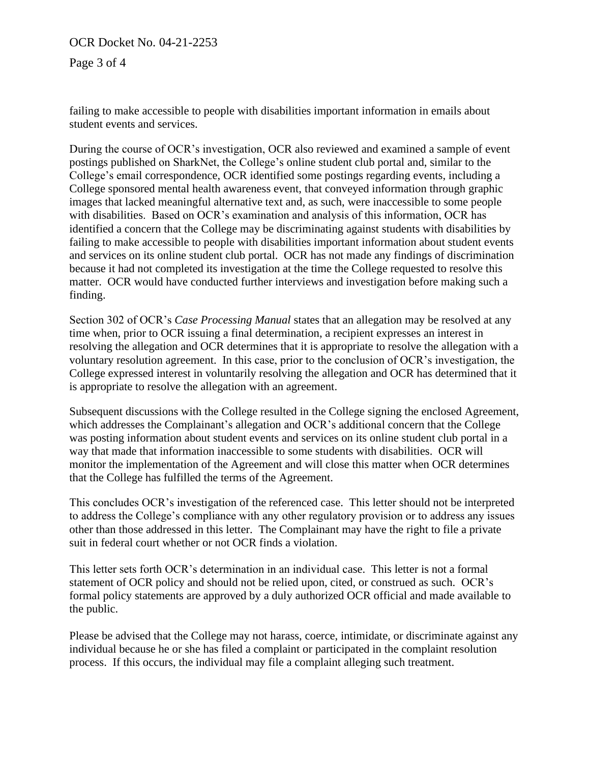failing to make accessible to people with disabilities important information in emails about student events and services.

During the course of OCR's investigation, OCR also reviewed and examined a sample of event postings published on SharkNet, the College's online student club portal and, similar to the College's email correspondence, OCR identified some postings regarding events, including a College sponsored mental health awareness event, that conveyed information through graphic images that lacked meaningful alternative text and, as such, were inaccessible to some people with disabilities. Based on OCR's examination and analysis of this information, OCR has identified a concern that the College may be discriminating against students with disabilities by failing to make accessible to people with disabilities important information about student events and services on its online student club portal. OCR has not made any findings of discrimination because it had not completed its investigation at the time the College requested to resolve this matter. OCR would have conducted further interviews and investigation before making such a finding.

Section 302 of OCR's *Case Processing Manual* states that an allegation may be resolved at any time when, prior to OCR issuing a final determination, a recipient expresses an interest in resolving the allegation and OCR determines that it is appropriate to resolve the allegation with a voluntary resolution agreement. In this case, prior to the conclusion of OCR's investigation, the College expressed interest in voluntarily resolving the allegation and OCR has determined that it is appropriate to resolve the allegation with an agreement.

Subsequent discussions with the College resulted in the College signing the enclosed Agreement, which addresses the Complainant's allegation and OCR's additional concern that the College was posting information about student events and services on its online student club portal in a way that made that information inaccessible to some students with disabilities. OCR will monitor the implementation of the Agreement and will close this matter when OCR determines that the College has fulfilled the terms of the Agreement.

This concludes OCR's investigation of the referenced case. This letter should not be interpreted to address the College's compliance with any other regulatory provision or to address any issues other than those addressed in this letter. The Complainant may have the right to file a private suit in federal court whether or not OCR finds a violation.

This letter sets forth OCR's determination in an individual case. This letter is not a formal statement of OCR policy and should not be relied upon, cited, or construed as such. OCR's formal policy statements are approved by a duly authorized OCR official and made available to the public.

Please be advised that the College may not harass, coerce, intimidate, or discriminate against any individual because he or she has filed a complaint or participated in the complaint resolution process. If this occurs, the individual may file a complaint alleging such treatment.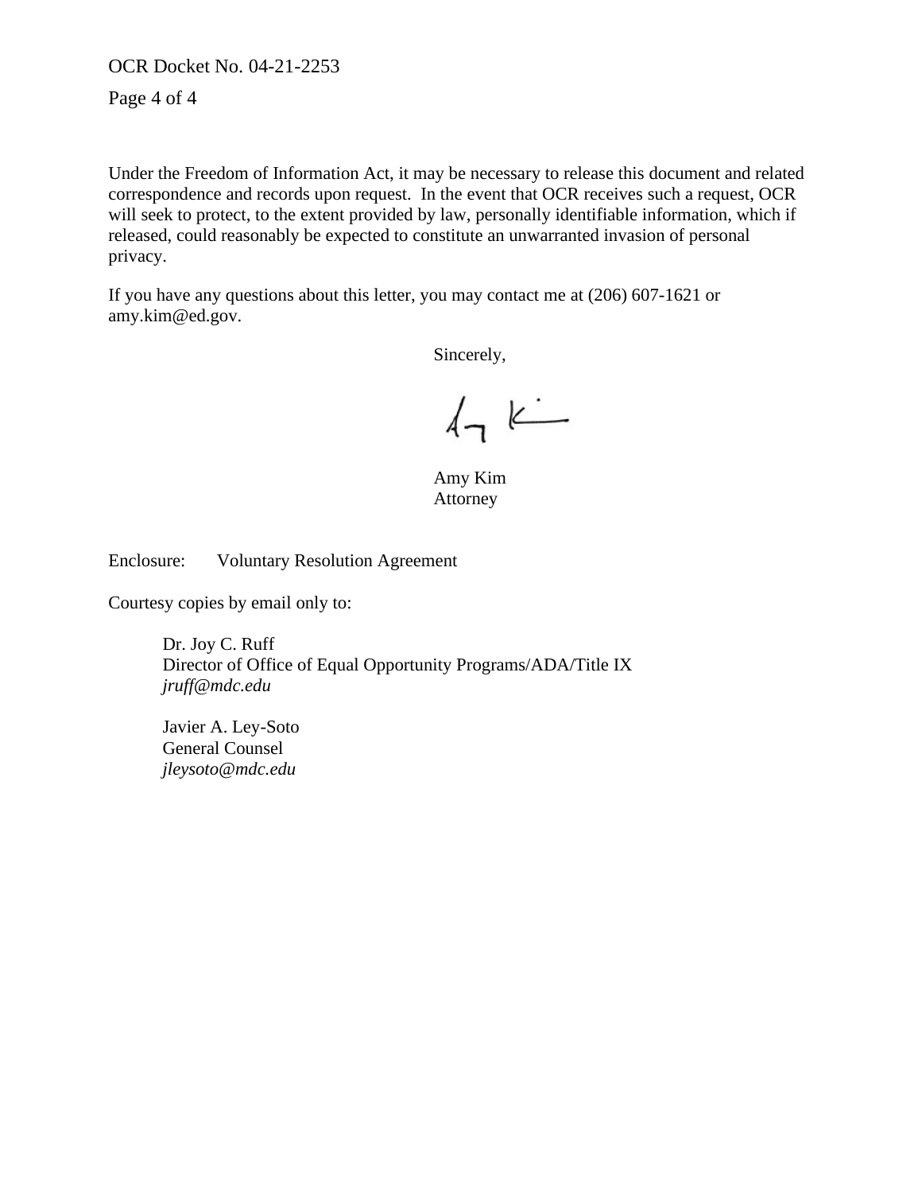Under the Freedom of Information Act, it may be necessary to release this document and related correspondence and records upon request. In the event that OCR receives such a request, OCR will seek to protect, to the extent provided by law, personally identifiable information, which if released, could reasonably be expected to constitute an unwarranted invasion of personal privacy.

If you have any questions about this letter, you may contact me at (206) 607-1621 or amy.kim@ed.gov.

Sincerely,

Amy Kim
Attorney

Enclosure: Voluntary Resolution Agreement

Courtesy copies by email only to:

Dr. Joy C. Ruff
Director of Office of Equal Opportunity Programs/ADA/Title IX
*jruff@mdc.edu*

Javier A. Ley-Soto
General Counsel
*jleysoto@mdc.edu*